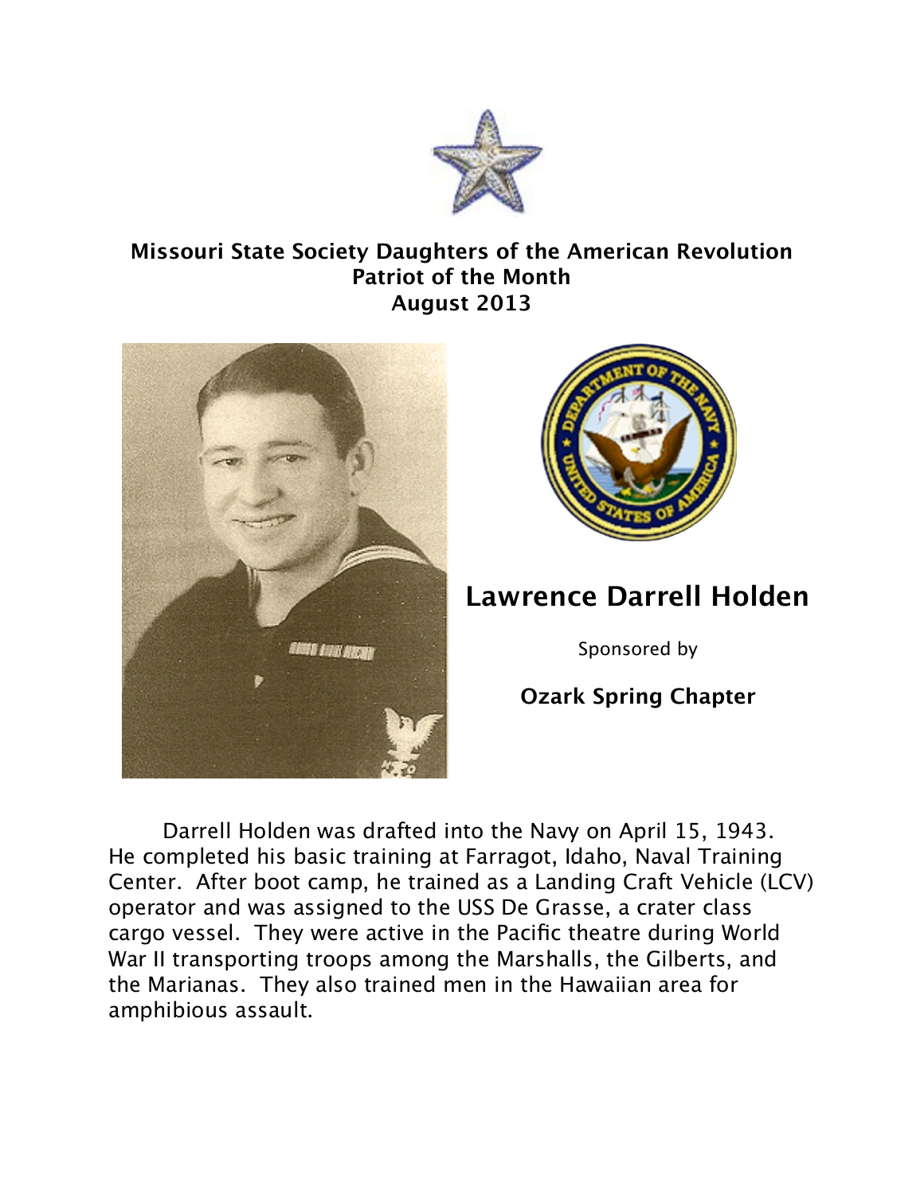**Missouri State Society Daughters of the American Revolution**
**Patriot of the Month**
**August 2013**

## Lawrence Darrell Holden

Sponsored by

**Ozark Spring Chapter**

Darrell Holden was drafted into the Navy on April 15, 1943. He completed his basic training at Farragot, Idaho, Naval Training Center. After boot camp, he trained as a Landing Craft Vehicle (LCV) operator and was assigned to the USS De Grasse, a crater class cargo vessel. They were active in the Pacific theatre during World War II transporting troops among the Marshalls, the Gilberts, and the Marianas. They also trained men in the Hawaiian area for amphibious assault.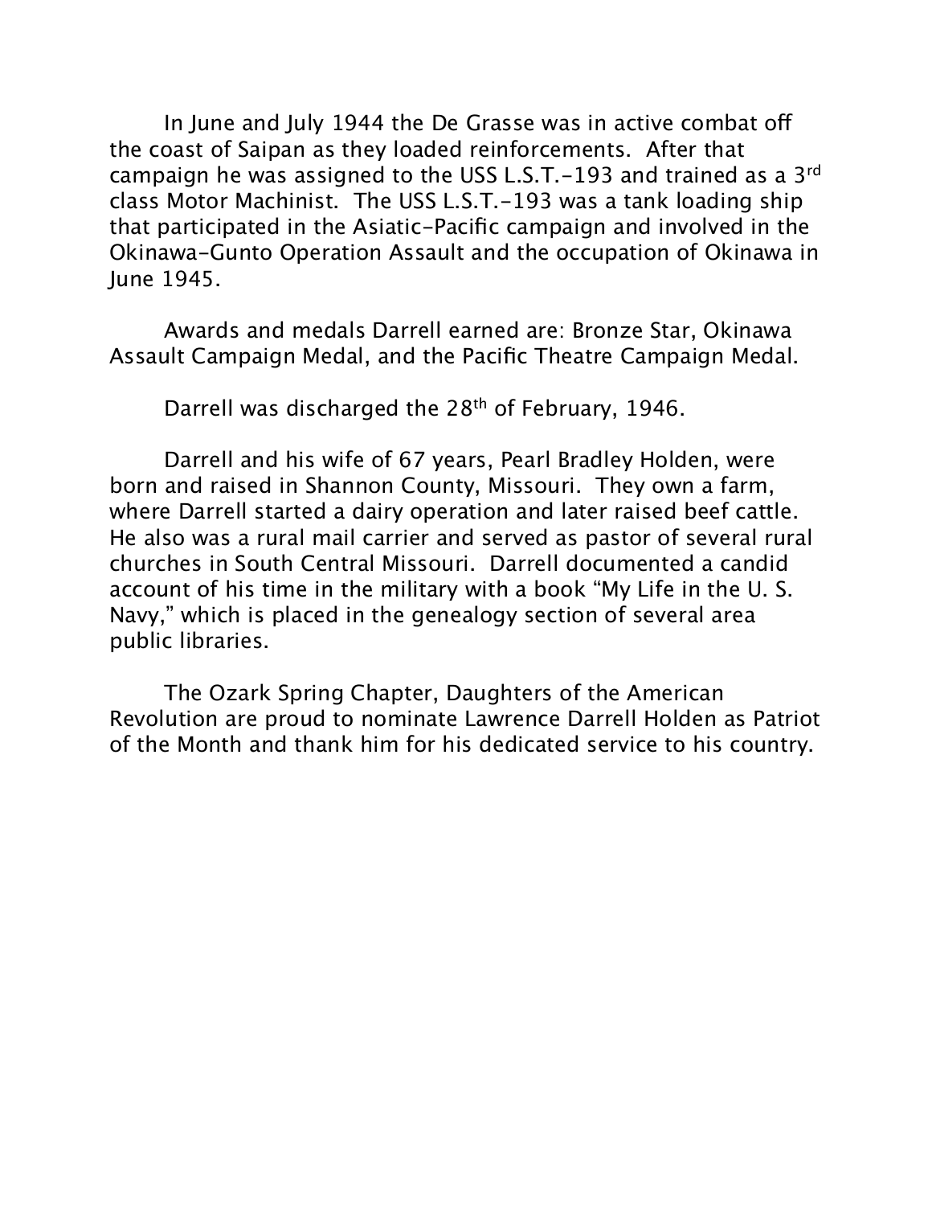In June and July 1944 the De Grasse was in active combat off the coast of Saipan as they loaded reinforcements. After that campaign he was assigned to the USS L.S.T.-193 and trained as a 3rd class Motor Machinist. The USS L.S.T.-193 was a tank loading ship that participated in the Asiatic-Pacific campaign and involved in the Okinawa-Gunto Operation Assault and the occupation of Okinawa in June 1945.

Awards and medals Darrell earned are: Bronze Star, Okinawa Assault Campaign Medal, and the Pacific Theatre Campaign Medal.

Darrell was discharged the 28th of February, 1946.

Darrell and his wife of 67 years, Pearl Bradley Holden, were born and raised in Shannon County, Missouri. They own a farm, where Darrell started a dairy operation and later raised beef cattle. He also was a rural mail carrier and served as pastor of several rural churches in South Central Missouri. Darrell documented a candid account of his time in the military with a book "My Life in the U. S. Navy," which is placed in the genealogy section of several area public libraries.

The Ozark Spring Chapter, Daughters of the American Revolution are proud to nominate Lawrence Darrell Holden as Patriot of the Month and thank him for his dedicated service to his country.